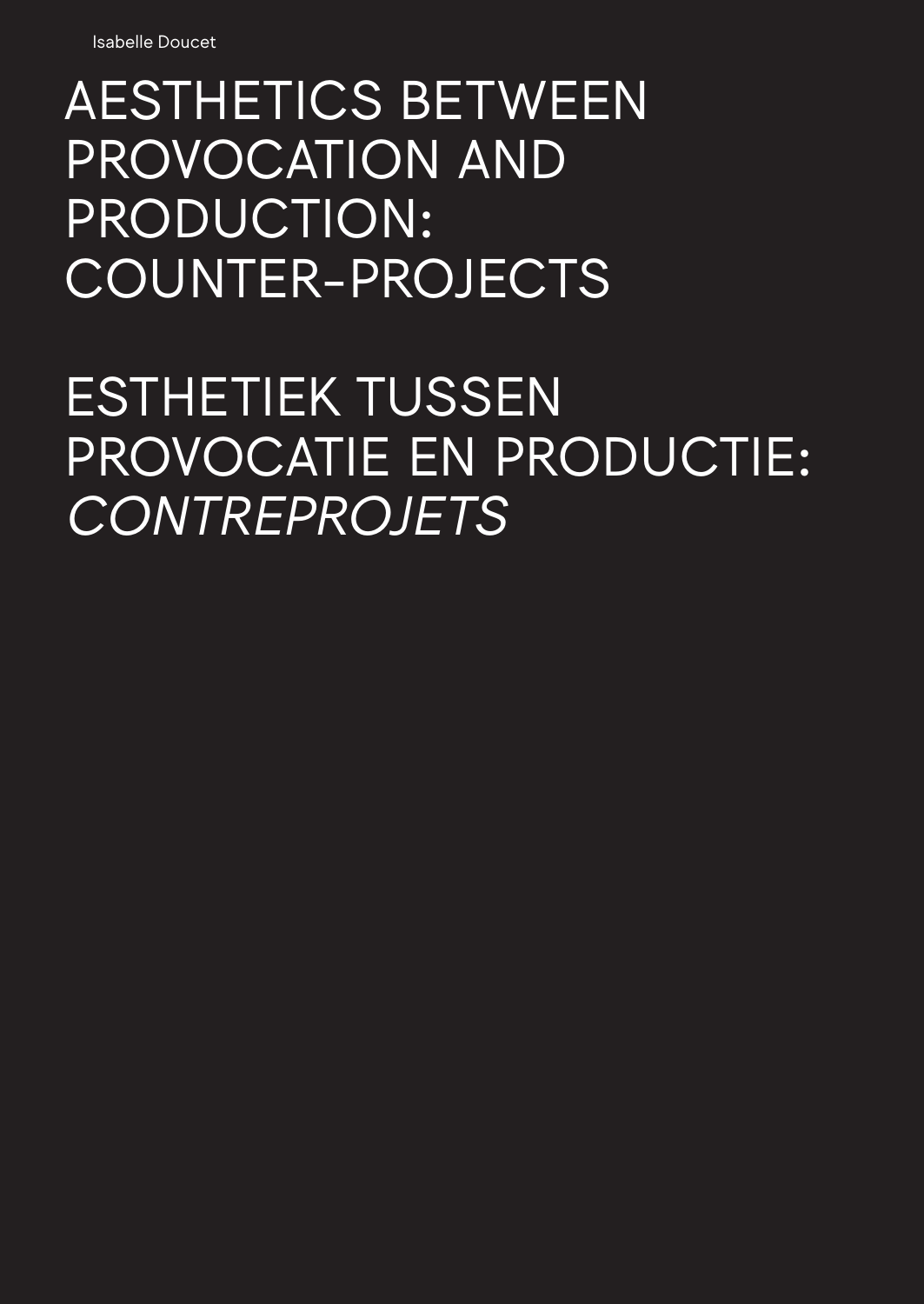Isabelle Doucet

# AESTHETICS BETWEEN PROVOCATION AND PRODUCTION: COUNTER-PROJECTS

# ESTHETIEK TUSSEN PROVOCATIE EN PRODUCTIE: *CONTREPROJETS*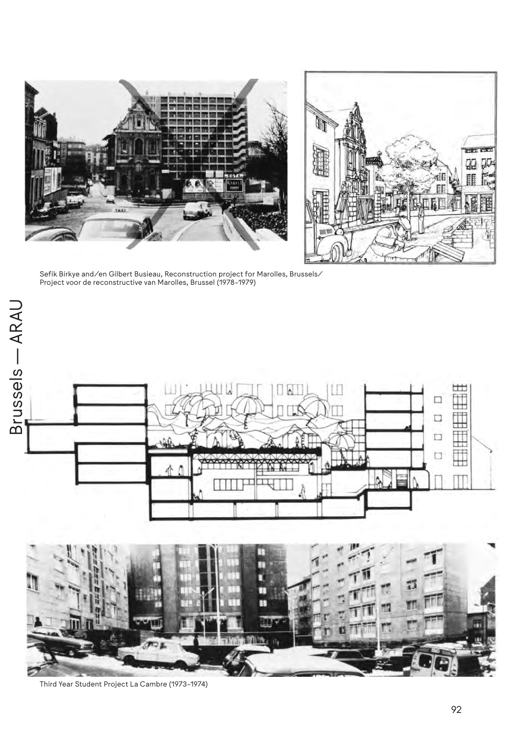Sefik Birkye and/en Gilbert Busieau, Reconstruction project for Marolles, Brussels/ Project voor de reconstructive van Marolles, Brussel (1978-1979)

Third Year Student Project La Cambre (1973-1974)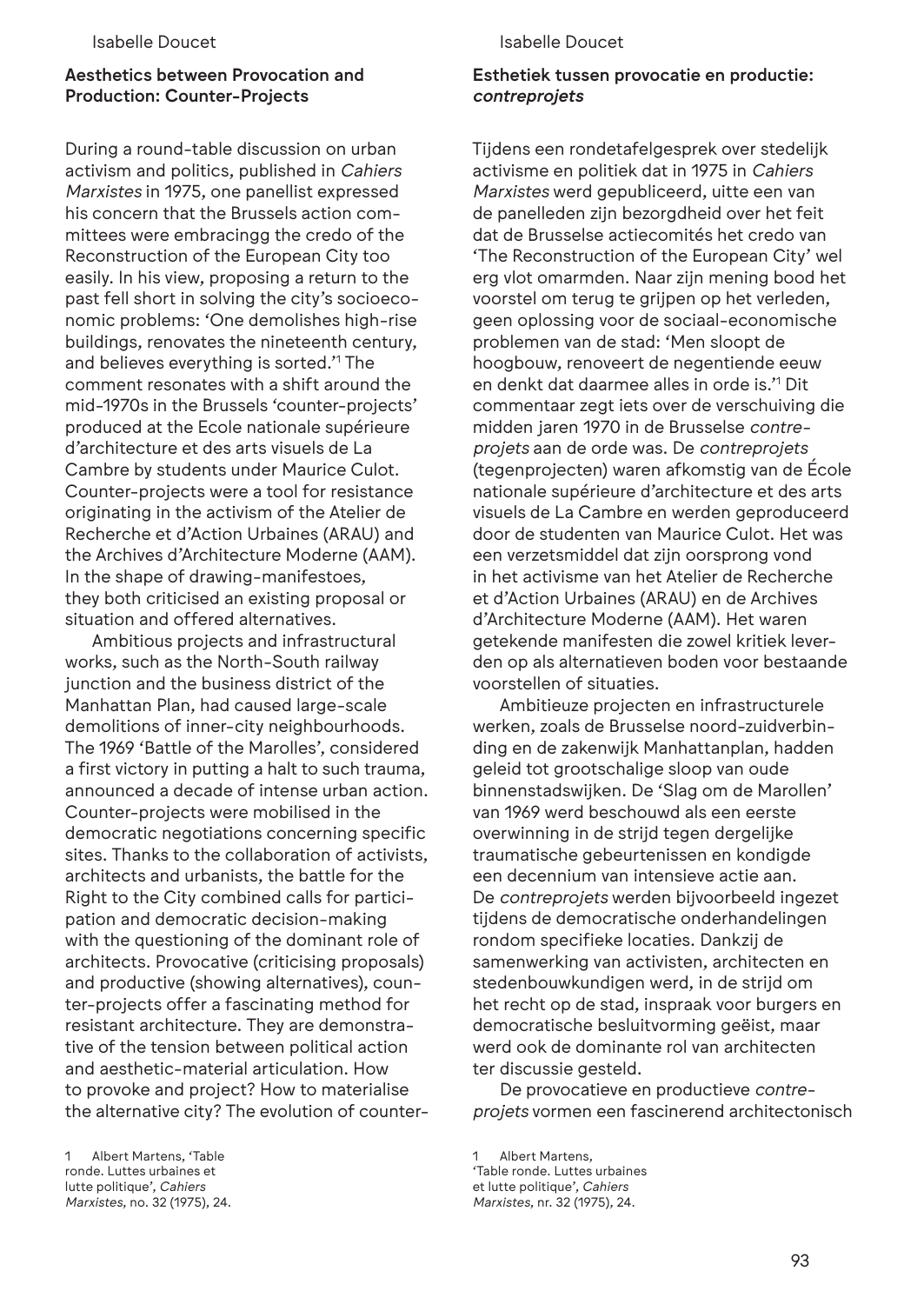## Aesthetics between Provocation and Production: Counter-Projects

During a round-table discussion on urban activism and politics, published in *Cahiers Marxistes* in 1975, one panellist expressed his concern that the Brussels action committees were embracingg the credo of the Reconstruction of the European City too easily. In his view, proposing a return to the past fell short in solving the city's socioeconomic problems: 'One demolishes high-rise buildings, renovates the nineteenth century, and believes everything is sorted.'[1] The comment resonates with a shift around the mid-1970s in the Brussels 'counter-projects' produced at the Ecole nationale supérieure d'architecture et des arts visuels de La Cambre by students under Maurice Culot. Counter-projects were a tool for resistance originating in the activism of the Atelier de Recherche et d'Action Urbaines (ARAU) and the Archives d'Architecture Moderne (AAM). In the shape of drawing-manifestoes, they both criticised an existing proposal or situation and offered alternatives.

Ambitious projects and infrastructural works, such as the North-South railway junction and the business district of the Manhattan Plan, had caused large-scale demolitions of inner-city neighbourhoods. The 1969 'Battle of the Marolles', considered a first victory in putting a halt to such trauma, announced a decade of intense urban action. Counter-projects were mobilised in the democratic negotiations concerning specific sites. Thanks to the collaboration of activists, architects and urbanists, the battle for the Right to the City combined calls for participation and democratic decision-making with the questioning of the dominant role of architects. Provocative (criticising proposals) and productive (showing alternatives), counter-projects offer a fascinating method for resistant architecture. They are demonstrative of the tension between political action and aesthetic-material articulation. How to provoke and project? How to materialise the alternative city? The evolution of counter-

1 Albert Martens, 'Table ronde. Luttes urbaines et lutte politique', *Cahiers Marxistes*, no. 32 (1975), 24.

## Esthetiek tussen provocatie en productie: *contreprojets*

Tijdens een rondetafelgesprek over stedelijk activisme en politiek dat in 1975 in *Cahiers Marxistes* werd gepubliceerd, uitte een van de panelleden zijn bezorgdheid over het feit dat de Brusselse actiecomités het credo van 'The Reconstruction of the European City' wel erg vlot omarmden. Naar zijn mening bood het voorstel om terug te grijpen op het verleden, geen oplossing voor de sociaal-economische problemen van de stad: 'Men sloopt de hoogbouw, renoveert de negentiende eeuw en denkt dat daarmee alles in orde is.'[1] Dit commentaar zegt iets over de verschuiving die midden jaren 1970 in de Brusselse *contreprojets* aan de orde was. De *contreprojets* (tegenprojecten) waren afkomstig van de École nationale supérieure d'architecture et des arts visuels de La Cambre en werden geproduceerd door de studenten van Maurice Culot. Het was een verzetsmiddel dat zijn oorsprong vond in het activisme van het Atelier de Recherche et d'Action Urbaines (ARAU) en de Archives d'Architecture Moderne (AAM). Het waren getekende manifesten die zowel kritiek leverden op als alternatieven boden voor bestaande voorstellen of situaties.

Ambitieuze projecten en infrastructurele werken, zoals de Brusselse noord-zuidverbinding en de zakenwijk Manhattanplan, hadden geleid tot grootschalige sloop van oude binnenstadswijken. De 'Slag om de Marollen' van 1969 werd beschouwd als een eerste overwinning in de strijd tegen dergelijke traumatische gebeurtenissen en kondigde een decennium van intensieve actie aan. De *contreprojets* werden bijvoorbeeld ingezet tijdens de democratische onderhandelingen rondom specifieke locaties. Dankzij de samenwerking van activisten, architecten en stedenbouwkundigen werd, in de strijd om het recht op de stad, inspraak voor burgers en democratische besluitvorming geëist, maar werd ook de dominante rol van architecten ter discussie gesteld.

De provocatieve en productieve *contreprojets* vormen een fascinerend architectonisch

1 Albert Martens, 'Table ronde. Luttes urbaines et lutte politique', *Cahiers Marxistes*, nr. 32 (1975), 24.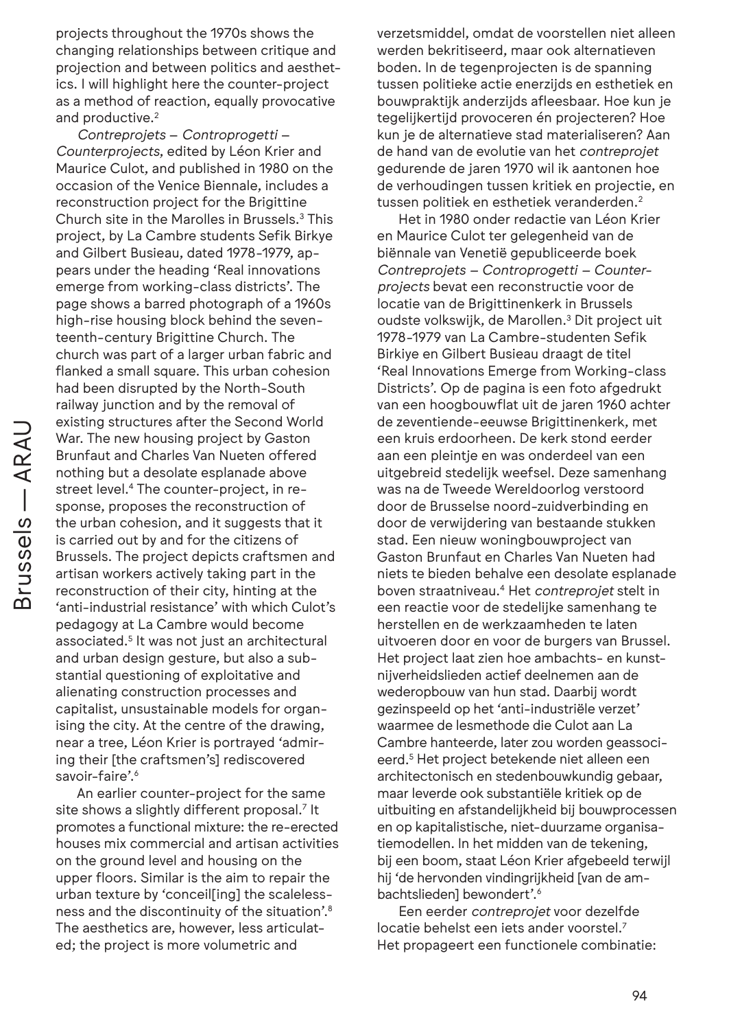projects throughout the 1970s shows the changing relationships between critique and projection and between politics and aesthetics. I will highlight here the counter-project as a method of reaction, equally provocative and productive.[2]

*Contreprojets – Controprogetti – Counterprojects*, edited by Léon Krier and Maurice Culot, and published in 1980 on the occasion of the Venice Biennale, includes a reconstruction project for the Brigittine Church site in the Marolles in Brussels.[3] This project, by La Cambre students Sefik Birkye and Gilbert Busieau, dated 1978–1979, appears under the heading 'Real innovations emerge from working-class districts'. The page shows a barred photograph of a 1960s high-rise housing block behind the seventeenth-century Brigittine Church. The church was part of a larger urban fabric and flanked a small square. This urban cohesion had been disrupted by the North-South railway junction and by the removal of existing structures after the Second World War. The new housing project by Gaston Brunfaut and Charles Van Nueten offered nothing but a desolate esplanade above street level.[4] The counter-project, in response, proposes the reconstruction of the urban cohesion, and it suggests that it is carried out by and for the citizens of Brussels. The project depicts craftsmen and artisan workers actively taking part in the reconstruction of their city, hinting at the 'anti-industrial resistance' with which Culot's pedagogy at La Cambre would become associated.[5] It was not just an architectural and urban design gesture, but also a substantial questioning of exploitative and alienating construction processes and capitalist, unsustainable models for organising the city. At the centre of the drawing, near a tree, Léon Krier is portrayed 'admiring their [the craftsmen's] rediscovered savoir-faire'.[6]

An earlier counter-project for the same site shows a slightly different proposal.[7] It promotes a functional mixture: the re-erected houses mix commercial and artisan activities on the ground level and housing on the upper floors. Similar is the aim to repair the urban texture by 'conceil[ing] the scalelessness and the discontinuity of the situation'.[8] The aesthetics are, however, less articulated; the project is more volumetric and

verzetsmiddel, omdat de voorstellen niet alleen werden bekritiseerd, maar ook alternatieven boden. In de tegenprojecten is de spanning tussen politieke actie enerzijds en esthetiek en bouwpraktijk anderzijds afleesbaar. Hoe kun je tegelijkertijd provoceren én projecteren? Hoe kun je de alternatieve stad materialiseren? Aan de hand van de evolutie van het *contreprojet* gedurende de jaren 1970 wil ik aantonen hoe de verhoudingen tussen kritiek en projectie, en tussen politiek en esthetiek veranderden.[2]

Het in 1980 onder redactie van Léon Krier en Maurice Culot ter gelegenheid van de biënnale van Venetië gepubliceerde boek *Contreprojets – Controprogetti – Counterprojects* bevat een reconstructie voor de locatie van de Brigittinenkerk in Brussels oudste volkswijk, de Marollen.[3] Dit project uit 1978–1979 van La Cambre-studenten Sefik Birkiye en Gilbert Busieau draagt de titel 'Real Innovations Emerge from Working-class Districts'. Op de pagina is een foto afgedrukt van een hoogbouwflat uit de jaren 1960 achter de zeventiende-eeuwse Brigittinenkerk, met een kruis erdoorheen. De kerk stond eerder aan een pleintje en was onderdeel van een uitgebreid stedelijk weefsel. Deze samenhang was na de Tweede Wereldoorlog verstoord door de Brusselse noord-zuidverbinding en door de verwijdering van bestaande stukken stad. Een nieuw woningbouwproject van Gaston Brunfaut en Charles Van Nueten had niets te bieden behalve een desolate esplanade boven straatniveau.[4] Het *contreprojet* stelt in een reactie voor de stedelijke samenhang te herstellen en de werkzaamheden te laten uitvoeren door en voor de burgers van Brussel. Het project laat zien hoe ambachts- en kunstnijverheidslieden actief deelnemen aan de wederopbouw van hun stad. Daarbij wordt gezinspeeld op het 'anti-industriële verzet' waarmee de lesmethode die Culot aan La Cambre hanteerde, later zou worden geassocieerd.[5] Het project betekende niet alleen een architectonisch en stedenbouwkundig gebaar, maar leverde ook substantiële kritiek op de uitbuiting en afstandelijkheid bij bouwprocessen en op kapitalistische, niet-duurzame organisatiemodellen. In het midden van de tekening, bij een boom, staat Léon Krier afgebeeld terwijl hij 'de hervonden vindingrijkheid [van de ambachtslieden] bewondert'.[6]

Een eerder *contreprojet* voor dezelfde locatie behelst een iets ander voorstel.[7] Het propageert een functionele combinatie: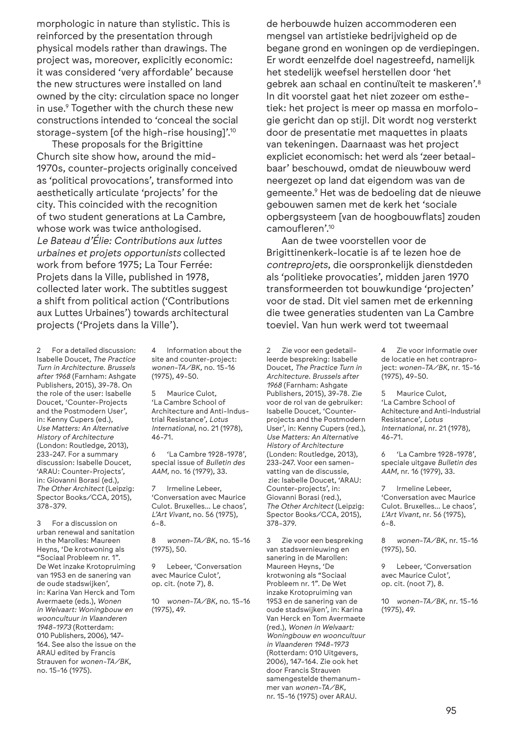morphologic in nature than stylistic. This is reinforced by the presentation through physical models rather than drawings. The project was, moreover, explicitly economic: it was considered 'very affordable' because the new structures were installed on land owned by the city: circulation space no longer in use.[9] Together with the church these new constructions intended to 'conceal the social storage-system [of the high-rise housing]'.[10]

These proposals for the Brigittine Church site show how, around the mid-1970s, counter-projects originally conceived as 'political provocations', transformed into aesthetically articulate 'projects' for the city. This coincided with the recognition of two student generations at La Cambre, whose work was twice anthologised. *Le Bateau d'Élie: Contributions aux luttes urbaines et projets opportunists* collected work from before 1975; La Tour Ferrée: Projets dans la Ville, published in 1978, collected later work. The subtitles suggest a shift from political action ('Contributions aux Luttes Urbaines') towards architectural projects ('Projets dans la Ville').

2 For a detailed discussion: Isabelle Doucet, *The Practice Turn in Architecture. Brussels after 1968* (Farnham: Ashgate Publishers, 2015), 39-78. On the role of the user: Isabelle Doucet, 'Counter-Projects and the Postmodern User', in: Kenny Cupers (ed.), *Use Matters: An Alternative History of Architecture* (London: Routledge, 2013), 233-247. For a summary discussion: Isabelle Doucet, 'ARAU: Counter-Projects', in: Giovanni Borasi (ed.), *The Other Architect* (Leipzig: Spector Books/CCA, 2015), 378-379.

3 For a discussion on urban renewal and sanitation in the Marolles: Maureen Heyns, 'De krotwoning als "Sociaal Probleem nr. 1". De Wet inzake Krotopruiming van 1953 en de sanering van de oude stadswijken', in: Karina Van Herck and Tom Avermaete (eds.), *Wonen in Welvaart: Woningbouw en wooncultuur in Vlaanderen 1948-1973* (Rotterdam: 010 Publishers, 2006), 147-164. See also the issue on the ARAU edited by Francis Strauven for *wonen-TA/BK*, no. 15-16 (1975).

4 Information about the site and counter-project: *wonen-TA/BK*, no. 15-16 (1975), 49-50.

5 Maurice Culot, 'La Cambre School of Architecture and Anti-Industrial Resistance', *Lotus International*, no. 21 (1978), 46-71.

6 'La Cambre 1928-1978', special issue of *Bulletin des AAM*, no. 16 (1979), 33.

7 Irmeline Lebeer, 'Conversation avec Maurice Culot. Bruxelles... Le chaos', *L'Art Vivant*, no. 56 (1975), 6-8.

8 *wonen-TA/BK*, no. 15-16 (1975), 50.

9 Lebeer, 'Conversation avec Maurice Culot', op. cit. (note 7), 8.

10 *wonen-TA/BK*, no. 15-16 (1975), 49.

de herbouwde huizen accommoderen een mengsel van artistieke bedrijvigheid op de begane grond en woningen op de verdiepingen. Er wordt eenzelfde doel nagestreefd, namelijk het stedelijk weefsel herstellen door 'het gebrek aan schaal en continuïteit te maskeren'.[8] In dit voorstel gaat het niet zozeer om esthetiek: het project is meer op massa en morfologie gericht dan op stijl. Dit wordt nog versterkt door de presentatie met maquettes in plaats van tekeningen. Daarnaast was het project expliciet economisch: het werd als 'zeer betaalbaar' beschouwd, omdat de nieuwbouw werd neergezet op land dat eigendom was van de gemeente.[9] Het was de bedoeling dat de nieuwe gebouwen samen met de kerk het 'sociale opbergsysteem [van de hoogbouwflats] zouden camoufleren'.[10]

Aan de twee voorstellen voor de Brigittinenkerk-locatie is af te lezen hoe de *contreprojets*, die oorspronkelijk dienstdeden als 'politieke provocaties', midden jaren 1970 transformeerden tot bouwkundige 'projecten' voor de stad. Dit viel samen met de erkenning die twee generaties studenten van La Cambre toeviel. Van hun werk werd tot tweemaal

2 Zie voor een gedetailleerde bespreking: Isabelle Doucet, *The Practice Turn in Architecture. Brussels after 1968* (Farnham: Ashgate Publishers, 2015), 39-78. Zie voor de rol van de gebruiker: Isabelle Doucet, 'Counter-projects and the Postmodern User', in: Kenny Cupers (red.), *Use Matters: An Alternative History of Architecture* (Londen: Routledge, 2013), 233-247. Voor een samenvatting van de discussie, zie: Isabelle Doucet, 'ARAU: Counter-projects', in: Giovanni Borasi (red.), *The Other Architect* (Leipzig: Spector Books/CCA, 2015), 378-379.

3 Zie voor een bespreking van stadsvernieuwing en sanering in de Marollen: Maureen Heyns, 'De krotwoning als "Sociaal Probleem nr. 1". De Wet inzake Krotopruiming van 1953 en de sanering van de oude stadswijken', in: Karina Van Herck en Tom Avermaete (red.), *Wonen in Welvaart: Woningbouw en wooncultuur in Vlaanderen 1948-1973* (Rotterdam: 010 Uitgevers, 2006), 147-164. Zie ook het door Francis Strauven samengestelde themanummer van *wonen-TA/BK*, nr. 15-16 (1975) over ARAU.

4 Zie voor informatie over de locatie en het contraproject: *wonen-TA/BK*, nr. 15-16 (1975), 49-50.

5 Maurice Culot, 'La Cambre School of Achitecture and Anti-Industrial Resistance', *Lotus International*, nr. 21 (1978), 46-71.

6 'La Cambre 1928-1978', speciale uitgave *Bulletin des AAM*, nr. 16 (1979), 33.

7 Irmeline Lebeer, 'Conversation avec Maurice Culot. Bruxelles... Le chaos', *L'Art Vivant*, nr. 56 (1975), 6-8.

8 *wonen-TA/BK*, nr. 15-16 (1975), 50.

9 Lebeer, 'Conversation avec Maurice Culot', op. cit. (noot 7), 8.

10 *wonen-TA/BK*, nr. 15-16 (1975), 49.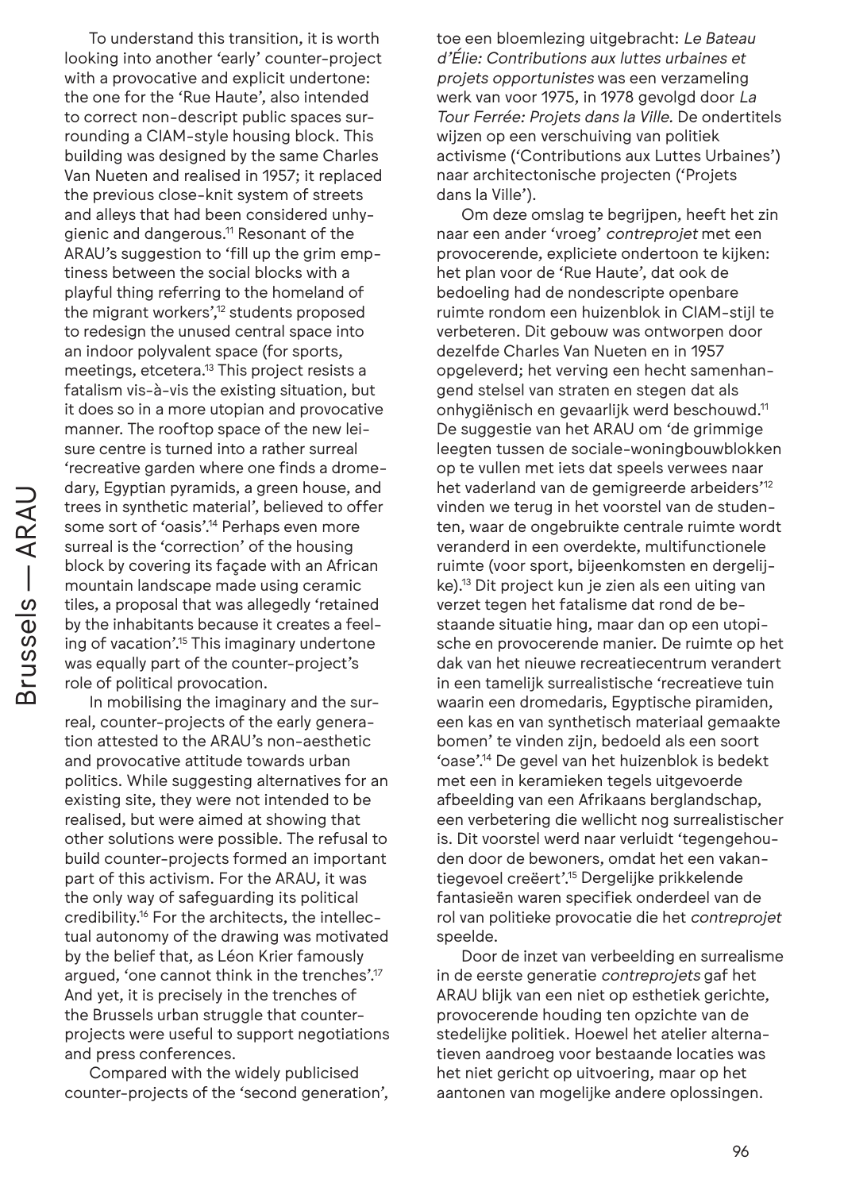To understand this transition, it is worth looking into another 'early' counter-project with a provocative and explicit undertone: the one for the 'Rue Haute', also intended to correct non-descript public spaces surrounding a CIAM-style housing block. This building was designed by the same Charles Van Nueten and realised in 1957; it replaced the previous close-knit system of streets and alleys that had been considered unhygienic and dangerous.[11] Resonant of the ARAU's suggestion to 'fill up the grim emptiness between the social blocks with a playful thing referring to the homeland of the migrant workers',[12] students proposed to redesign the unused central space into an indoor polyvalent space (for sports, meetings, etcetera.[13] This project resists a fatalism vis-à-vis the existing situation, but it does so in a more utopian and provocative manner. The rooftop space of the new leisure centre is turned into a rather surreal 'recreative garden where one finds a dromedary, Egyptian pyramids, a green house, and trees in synthetic material', believed to offer some sort of 'oasis'.[14] Perhaps even more surreal is the 'correction' of the housing block by covering its façade with an African mountain landscape made using ceramic tiles, a proposal that was allegedly 'retained by the inhabitants because it creates a feeling of vacation'.[15] This imaginary undertone was equally part of the counter-project's role of political provocation.

In mobilising the imaginary and the surreal, counter-projects of the early generation attested to the ARAU's non-aesthetic and provocative attitude towards urban politics. While suggesting alternatives for an existing site, they were not intended to be realised, but were aimed at showing that other solutions were possible. The refusal to build counter-projects formed an important part of this activism. For the ARAU, it was the only way of safeguarding its political credibility.[16] For the architects, the intellectual autonomy of the drawing was motivated by the belief that, as Léon Krier famously argued, 'one cannot think in the trenches'.[17] And yet, it is precisely in the trenches of the Brussels urban struggle that counter-projects were useful to support negotiations and press conferences.

Compared with the widely publicised counter-projects of the 'second generation',

toe een bloemlezing uitgebracht: *Le Bateau d'Élie: Contributions aux luttes urbaines et projets opportunistes* was een verzameling werk van voor 1975, in 1978 gevolgd door *La Tour Ferrée: Projets dans la Ville.* De ondertitels wijzen op een verschuiving van politiek activisme ('Contributions aux Luttes Urbaines') naar architectonische projecten ('Projets dans la Ville').

Om deze omslag te begrijpen, heeft het zin naar een ander 'vroeg' *contreprojet* met een provocerende, expliciete ondertoon te kijken: het plan voor de 'Rue Haute', dat ook de bedoeling had de nondescripte openbare ruimte rondom een huizenblok in CIAM-stijl te verbeteren. Dit gebouw was ontworpen door dezelfde Charles Van Nueten en in 1957 opgeleverd; het verving een hecht samenhangend stelsel van straten en stegen dat als onhygiënisch en gevaarlijk werd beschouwd.[11] De suggestie van het ARAU om 'de grimmige leegten tussen de sociale-woningbouwblokken op te vullen met iets dat speels verwees naar het vaderland van de gemigreerde arbeiders'[12] vinden we terug in het voorstel van de studenten, waar de ongebruikte centrale ruimte wordt veranderd in een overdekte, multifunctionele ruimte (voor sport, bijeenkomsten en dergelijke).[13] Dit project kun je zien als een uiting van verzet tegen het fatalisme dat rond de bestaande situatie hing, maar dan op een utopische en provocerende manier. De ruimte op het dak van het nieuwe recreatiecentrum verandert in een tamelijk surrealistische 'recreatieve tuin waarin een dromedaris, Egyptische piramiden, een kas en van synthetisch materiaal gemaakte bomen' te vinden zijn, bedoeld als een soort 'oase'.[14] De gevel van het huizenblok is bedekt met een in keramieken tegels uitgevoerde afbeelding van een Afrikaans berglandschap, een verbetering die wellicht nog surrealistischer is. Dit voorstel werd naar verluidt 'tegengehouden door de bewoners, omdat het een vakantiegevoel creëert'.[15] Dergelijke prikkelende fantasieën waren specifiek onderdeel van de rol van politieke provocatie die het *contreprojet* speelde.

Door de inzet van verbeelding en surrealisme in de eerste generatie *contreprojets* gaf het ARAU blijk van een niet op esthetiek gerichte, provocerende houding ten opzichte van de stedelijke politiek. Hoewel het atelier alternatieven aandroeg voor bestaande locaties was het niet gericht op uitvoering, maar op het aantonen van mogelijke andere oplossingen.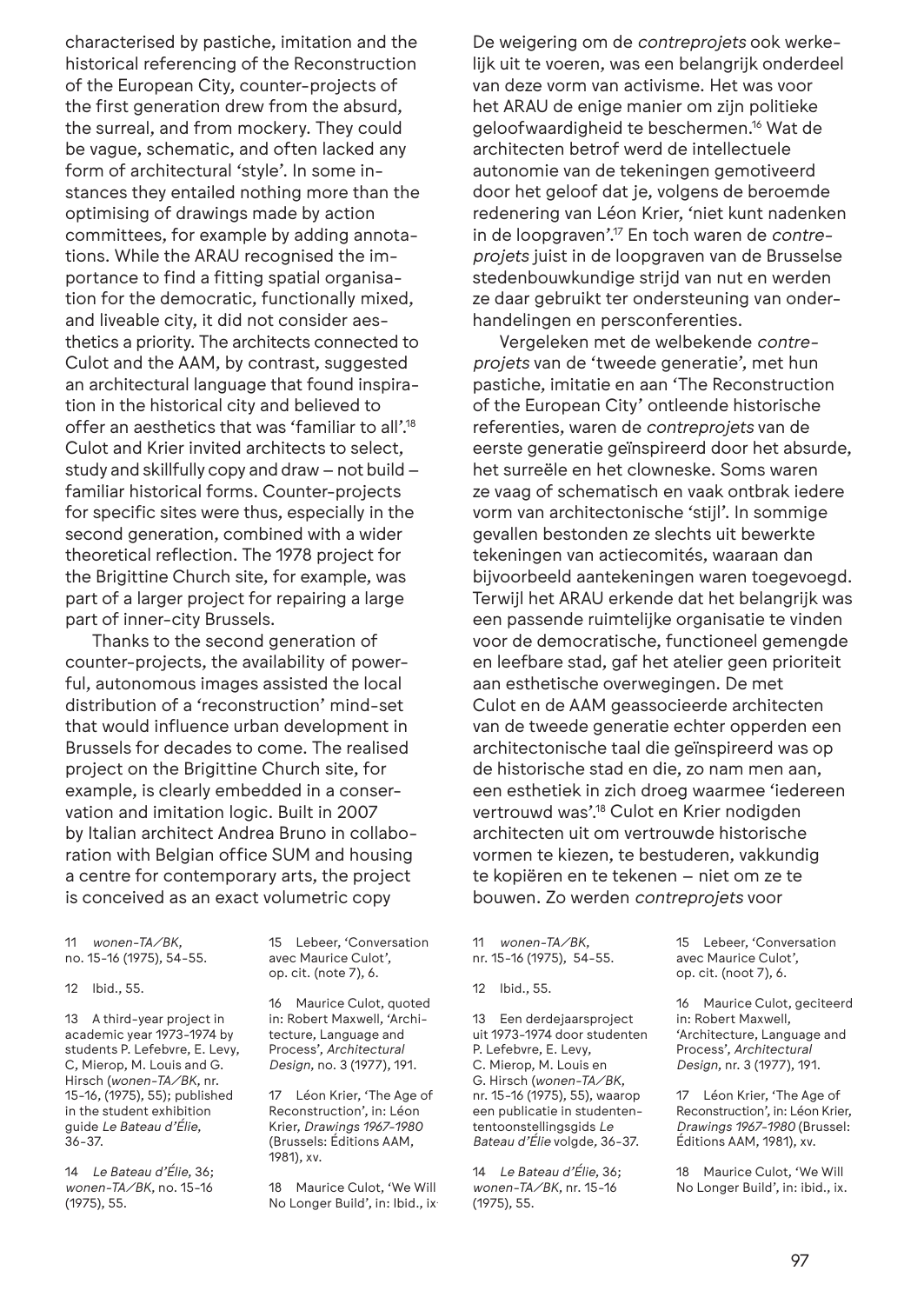characterised by pastiche, imitation and the historical referencing of the Reconstruction of the European City, counter-projects of the first generation drew from the absurd, the surreal, and from mockery. They could be vague, schematic, and often lacked any form of architectural 'style'. In some instances they entailed nothing more than the optimising of drawings made by action committees, for example by adding annotations. While the ARAU recognised the importance to find a fitting spatial organisation for the democratic, functionally mixed, and liveable city, it did not consider aesthetics a priority. The architects connected to Culot and the AAM, by contrast, suggested an architectural language that found inspiration in the historical city and believed to offer an aesthetics that was 'familiar to all'.[18] Culot and Krier invited architects to select, study and skillfully copy and draw – not build – familiar historical forms. Counter-projects for specific sites were thus, especially in the second generation, combined with a wider theoretical reflection. The 1978 project for the Brigittine Church site, for example, was part of a larger project for repairing a large part of inner-city Brussels.

Thanks to the second generation of counter-projects, the availability of powerful, autonomous images assisted the local distribution of a 'reconstruction' mind-set that would influence urban development in Brussels for decades to come. The realised project on the Brigittine Church site, for example, is clearly embedded in a conservation and imitation logic. Built in 2007 by Italian architect Andrea Bruno in collaboration with Belgian office SUM and housing a centre for contemporary arts, the project is conceived as an exact volumetric copy

11 *wonen-TA/BK*, no. 15-16 (1975), 54-55.

12 Ibid., 55.

13 A third-year project in academic year 1973-1974 by students P. Lefebvre, E. Levy, C, Mierop, M. Louis and G. Hirsch (*wonen-TA/BK*, nr. 15-16, (1975), 55); published in the student exhibition guide *Le Bateau d'Élie*, 36-37.

14 *Le Bateau d'Élie*, 36; *wonen-TA/BK*, no. 15-16 (1975), 55.

15 Lebeer, 'Conversation avec Maurice Culot', op. cit. (note 7), 6.

16 Maurice Culot, quoted in: Robert Maxwell, 'Architecture, Language and Process', *Architectural Design*, no. 3 (1977), 191.

17 Léon Krier, 'The Age of Reconstruction', in: Léon Krier, *Drawings 1967-1980* (Brussels: Éditions AAM, 1981), xv.

18 Maurice Culot, 'We Will No Longer Build', in: Ibid., ix.

De weigering om de *contreprojets* ook werkelijk uit te voeren, was een belangrijk onderdeel van deze vorm van activisme. Het was voor het ARAU de enige manier om zijn politieke geloofwaardigheid te beschermen.[16] Wat de architecten betrof werd de intellectuele autonomie van de tekeningen gemotiveerd door het geloof dat je, volgens de beroemde redenering van Léon Krier, 'niet kunt nadenken in de loopgraven'.[17] En toch waren de *contreprojets* juist in de loopgraven van de Brusselse stedenbouwkundige strijd van nut en werden ze daar gebruikt ter ondersteuning van onderhandelingen en persconferenties.

Vergeleken met de welbekende *contreprojets* van de 'tweede generatie', met hun pastiche, imitatie en aan 'The Reconstruction of the European City' ontleende historische referenties, waren de *contreprojets* van de eerste generatie geïnspireerd door het absurde, het surreële en het clowneske. Soms waren ze vaag of schematisch en vaak ontbrak iedere vorm van architectonische 'stijl'. In sommige gevallen bestonden ze slechts uit bewerkte tekeningen van actiecomités, waaraan dan bijvoorbeeld aantekeningen waren toegevoegd. Terwijl het ARAU erkende dat het belangrijk was een passende ruimtelijke organisatie te vinden voor de democratische, functioneel gemengde en leefbare stad, gaf het atelier geen prioriteit aan esthetische overwegingen. De met Culot en de AAM geassocieerde architecten van de tweede generatie echter opperden een architectonische taal die geïnspireerd was op de historische stad en die, zo nam men aan, een esthetiek in zich droeg waarmee 'iedereen vertrouwd was'.[18] Culot en Krier nodigden architecten uit om vertrouwde historische vormen te kiezen, te bestuderen, vakkundig te kopiëren en te tekenen – niet om ze te bouwen. Zo werden *contreprojets* voor

11 *wonen-TA/BK*, nr. 15-16 (1975), 54-55.

12 Ibid., 55.

13 Een derdejaarsproject uit 1973-1974 door studenten P. Lefebvre, E. Levy, C. Mierop, M. Louis en G. Hirsch (*wonen-TA/BK*, nr. 15-16 (1975), 55), waarop een publicatie in studentententoonstellingsgids *Le Bateau d'Élie* volgde, 36-37.

14 *Le Bateau d'Élie*, 36; *wonen-TA/BK*, nr. 15-16 (1975), 55.

15 Lebeer, 'Conversation avec Maurice Culot', op. cit. (noot 7), 6.

16 Maurice Culot, geciteerd in: Robert Maxwell, 'Architecture, Language and Process', *Architectural Design*, nr. 3 (1977), 191.

17 Léon Krier, 'The Age of Reconstruction', in: Léon Krier, *Drawings 1967-1980* (Brussel: Éditions AAM, 1981), xv.

18 Maurice Culot, 'We Will No Longer Build', in: ibid., ix.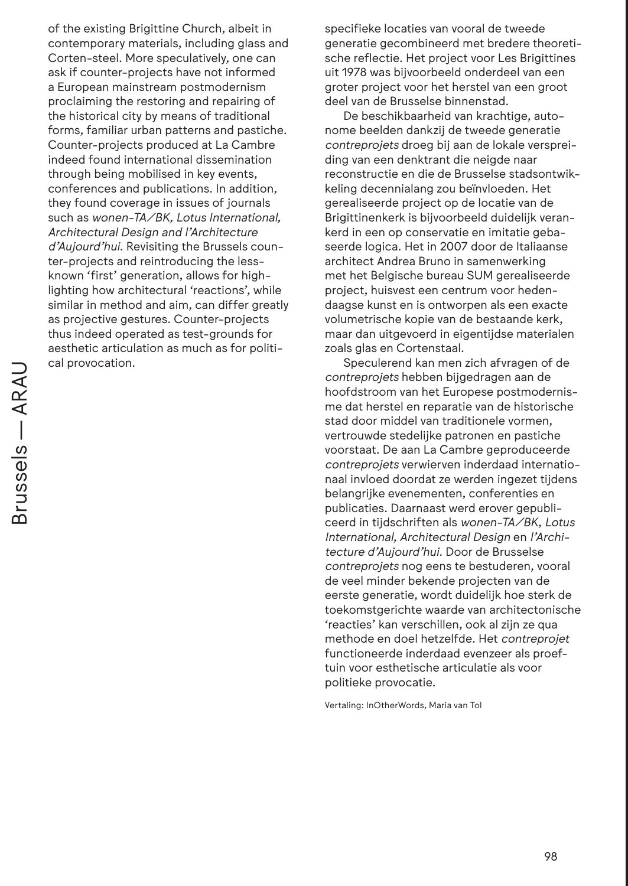of the existing Brigittine Church, albeit in contemporary materials, including glass and Corten-steel. More speculatively, one can ask if counter-projects have not informed a European mainstream postmodernism proclaiming the restoring and repairing of the historical city by means of traditional forms, familiar urban patterns and pastiche. Counter-projects produced at La Cambre indeed found international dissemination through being mobilised in key events, conferences and publications. In addition, they found coverage in issues of journals such as *wonen-TA/BK, Lotus International, Architectural Design and l'Architecture d'Aujourd'hui*. Revisiting the Brussels counter-projects and reintroducing the less-known 'first' generation, allows for highlighting how architectural 'reactions', while similar in method and aim, can differ greatly as projective gestures. Counter-projects thus indeed operated as test-grounds for aesthetic articulation as much as for political provocation.

specifieke locaties van vooral de tweede generatie gecombineerd met bredere theoretische reflectie. Het project voor Les Brigittines uit 1978 was bijvoorbeeld onderdeel van een groter project voor het herstel van een groot deel van de Brusselse binnenstad.

De beschikbaarheid van krachtige, autonome beelden dankzij de tweede generatie *contreprojets* droeg bij aan de lokale verspreiding van een denktrant die neigde naar reconstructie en die de Brusselse stadsontwikkeling decennialang zou beïnvloeden. Het gerealiseerde project op de locatie van de Brigittinenkerk is bijvoorbeeld duidelijk verankerd in een op conservatie en imitatie gebaseerde logica. Het in 2007 door de Italiaanse architect Andrea Bruno in samenwerking met het Belgische bureau SUM gerealiseerde project, huisvest een centrum voor hedendaagse kunst en is ontworpen als een exacte volumetrische kopie van de bestaande kerk, maar dan uitgevoerd in eigentijdse materialen zoals glas en Cortenstaal.

Speculerend kan men zich afvragen of de *contreprojets* hebben bijgedragen aan de hoofdstroom van het Europese postmodernisme dat herstel en reparatie van de historische stad door middel van traditionele vormen, vertrouwde stedelijke patronen en pastiche voorstaat. De aan La Cambre geproduceerde *contreprojets* verwierven inderdaad internationaal invloed doordat ze werden ingezet tijdens belangrijke evenementen, conferenties en publicaties. Daarnaast werd erover gepubliceerd in tijdschriften als *wonen-TA/BK, Lotus International, Architectural Design* en *l'Architecture d'Aujourd'hui*. Door de Brusselse *contreprojets* nog eens te bestuderen, vooral de veel minder bekende projecten van de eerste generatie, wordt duidelijk hoe sterk de toekomstgerichte waarde van architectonische 'reacties' kan verschillen, ook al zijn ze qua methode en doel hetzelfde. Het *contreprojet* functioneerde inderdaad evenzeer als proeftuin voor esthetische articulatie als voor politieke provocatie.

Vertaling: InOtherWords, Maria van Tol